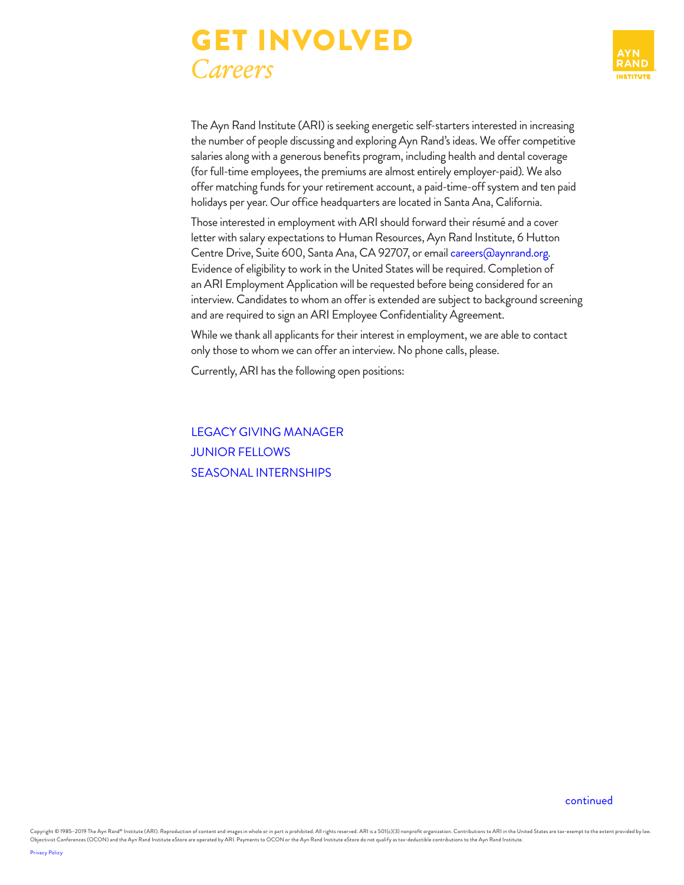# GET INVOLVED

## *Careers*

AYN RAND INSTITUTE

The Ayn Rand Institute (ARI) is seeking energetic self-starters interested in increasing the number of people discussing and exploring Ayn Rand's ideas. We offer competitive salaries along with a generous benefits program, including health and dental coverage (for full-time employees, the premiums are almost entirely employer-paid). We also offer matching funds for your retirement account, a paid-time-off system and ten paid holidays per year. Our office headquarters are located in Santa Ana, California.

Those interested in employment with ARI should forward their résumé and a cover letter with salary expectations to Human Resources, Ayn Rand Institute, 6 Hutton Centre Drive, Suite 600, Santa Ana, CA 92707, or email careers@aynrand.org. Evidence of eligibility to work in the United States will be required. Completion of an ARI Employment Application will be requested before being considered for an interview. Candidates to whom an offer is extended are subject to background screening and are required to sign an ARI Employee Confidentiality Agreement.

While we thank all applicants for their interest in employment, we are able to contact only those to whom we can offer an interview. No phone calls, please.

Currently, ARI has the following open positions:

LEGACY GIVING MANAGER

JUNIOR FELLOWS

SEASONAL INTERNSHIPS

continued

Copyright © 1985–2019 The Ayn Rand® Institute (ARI). Reproduction of content and images in whole or in part is prohibited. All rights reserved. ARI is a 501(c)(3) nonprofit organization. Contributions to ARI in the United States are tax-exempt to the extent provided by law. Objectivist Conferences (OCON) and the Ayn Rand Institute eStore are operated by ARI. Payments to OCON or the Ayn Rand Institute eStore do not qualify as tax-deductible contributions to the Ayn Rand Institute.

Privacy Policy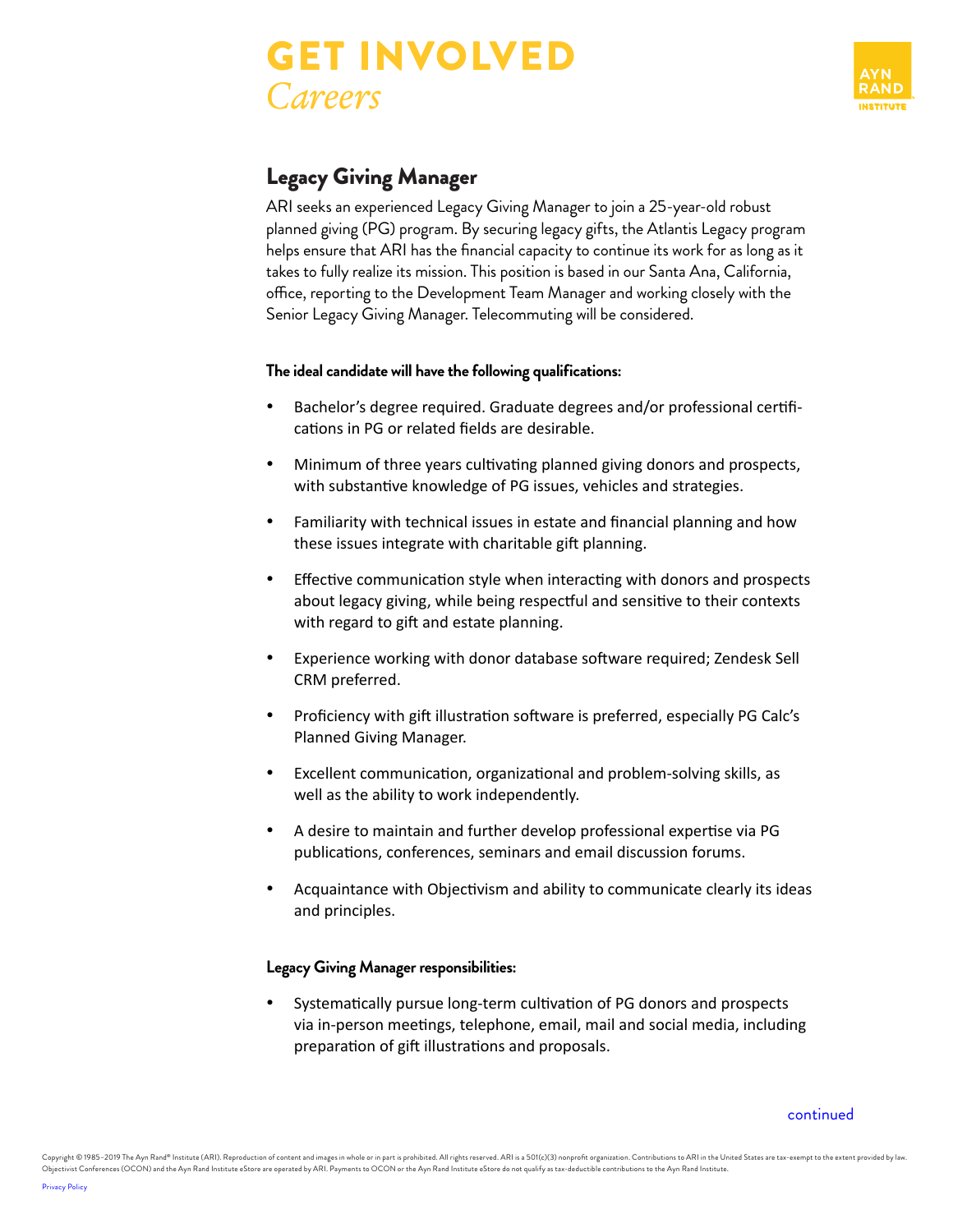# GET INVOLVED
*Careers*

## Legacy Giving Manager

ARI seeks an experienced Legacy Giving Manager to join a 25-year-old robust planned giving (PG) program. By securing legacy gifts, the Atlantis Legacy program helps ensure that ARI has the financial capacity to continue its work for as long as it takes to fully realize its mission. This position is based in our Santa Ana, California, office, reporting to the Development Team Manager and working closely with the Senior Legacy Giving Manager. Telecommuting will be considered.

**The ideal candidate will have the following qualifications:**

- Bachelor's degree required. Graduate degrees and/or professional certifications in PG or related fields are desirable.
- Minimum of three years cultivating planned giving donors and prospects, with substantive knowledge of PG issues, vehicles and strategies.
- Familiarity with technical issues in estate and financial planning and how these issues integrate with charitable gift planning.
- Effective communication style when interacting with donors and prospects about legacy giving, while being respectful and sensitive to their contexts with regard to gift and estate planning.
- Experience working with donor database software required; Zendesk Sell CRM preferred.
- Proficiency with gift illustration software is preferred, especially PG Calc's Planned Giving Manager.
- Excellent communication, organizational and problem-solving skills, as well as the ability to work independently.
- A desire to maintain and further develop professional expertise via PG publications, conferences, seminars and email discussion forums.
- Acquaintance with Objectivism and ability to communicate clearly its ideas and principles.

**Legacy Giving Manager responsibilities:**

- Systematically pursue long-term cultivation of PG donors and prospects via in-person meetings, telephone, email, mail and social media, including preparation of gift illustrations and proposals.

continued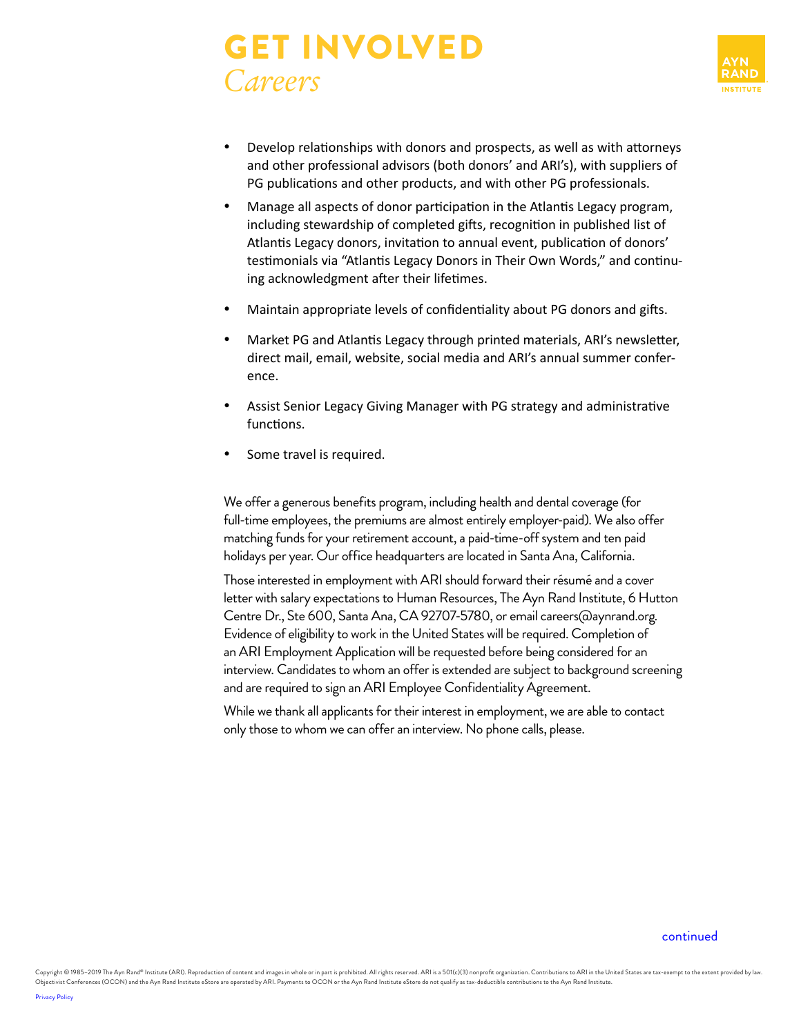# GET INVOLVED
*Careers*

- Develop relationships with donors and prospects, as well as with attorneys and other professional advisors (both donors' and ARI's), with suppliers of PG publications and other products, and with other PG professionals.
- Manage all aspects of donor participation in the Atlantis Legacy program, including stewardship of completed gifts, recognition in published list of Atlantis Legacy donors, invitation to annual event, publication of donors' testimonials via "Atlantis Legacy Donors in Their Own Words," and continuing acknowledgment after their lifetimes.
- Maintain appropriate levels of confidentiality about PG donors and gifts.
- Market PG and Atlantis Legacy through printed materials, ARI's newsletter, direct mail, email, website, social media and ARI's annual summer conference.
- Assist Senior Legacy Giving Manager with PG strategy and administrative functions.
- Some travel is required.

We offer a generous benefits program, including health and dental coverage (for full-time employees, the premiums are almost entirely employer-paid). We also offer matching funds for your retirement account, a paid-time-off system and ten paid holidays per year. Our office headquarters are located in Santa Ana, California.

Those interested in employment with ARI should forward their résumé and a cover letter with salary expectations to Human Resources, The Ayn Rand Institute, 6 Hutton Centre Dr., Ste 600, Santa Ana, CA 92707-5780, or email careers@aynrand.org. Evidence of eligibility to work in the United States will be required. Completion of an ARI Employment Application will be requested before being considered for an interview. Candidates to whom an offer is extended are subject to background screening and are required to sign an ARI Employee Confidentiality Agreement.

While we thank all applicants for their interest in employment, we are able to contact only those to whom we can offer an interview. No phone calls, please.

continued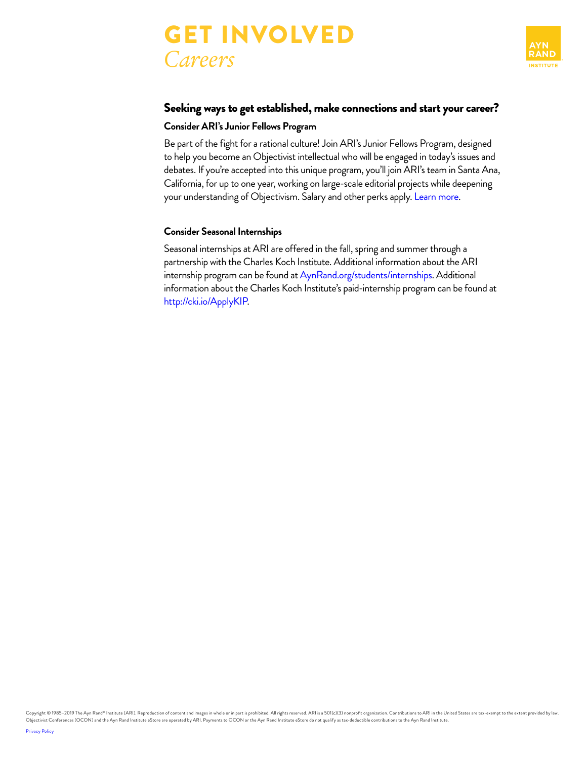# GET INVOLVED

*Careers*

AYN RAND INSTITUTE

## Seeking ways to get established, make connections and start your career?

### Consider ARI's Junior Fellows Program

Be part of the fight for a rational culture! Join ARI's Junior Fellows Program, designed to help you become an Objectivist intellectual who will be engaged in today's issues and debates. If you're accepted into this unique program, you'll join ARI's team in Santa Ana, California, for up to one year, working on large-scale editorial projects while deepening your understanding of Objectivism. Salary and other perks apply. Learn more.

### Consider Seasonal Internships

Seasonal internships at ARI are offered in the fall, spring and summer through a partnership with the Charles Koch Institute. Additional information about the ARI internship program can be found at AynRand.org/students/internships. Additional information about the Charles Koch Institute's paid-internship program can be found at http://cki.io/ApplyKIP.

Copyright © 1985–2019 The Ayn Rand® Institute (ARI). Reproduction of content and images in whole or in part is prohibited. All rights reserved. ARI is a 501(c)(3) nonprofit organization. Contributions to ARI in the United States are tax-exempt to the extent provided by law. Objectivist Conferences (OCON) and the Ayn Rand Institute eStore are operated by ARI. Payments to OCON or the Ayn Rand Institute eStore do not qualify as tax-deductible contributions to the Ayn Rand Institute.

Privacy Policy